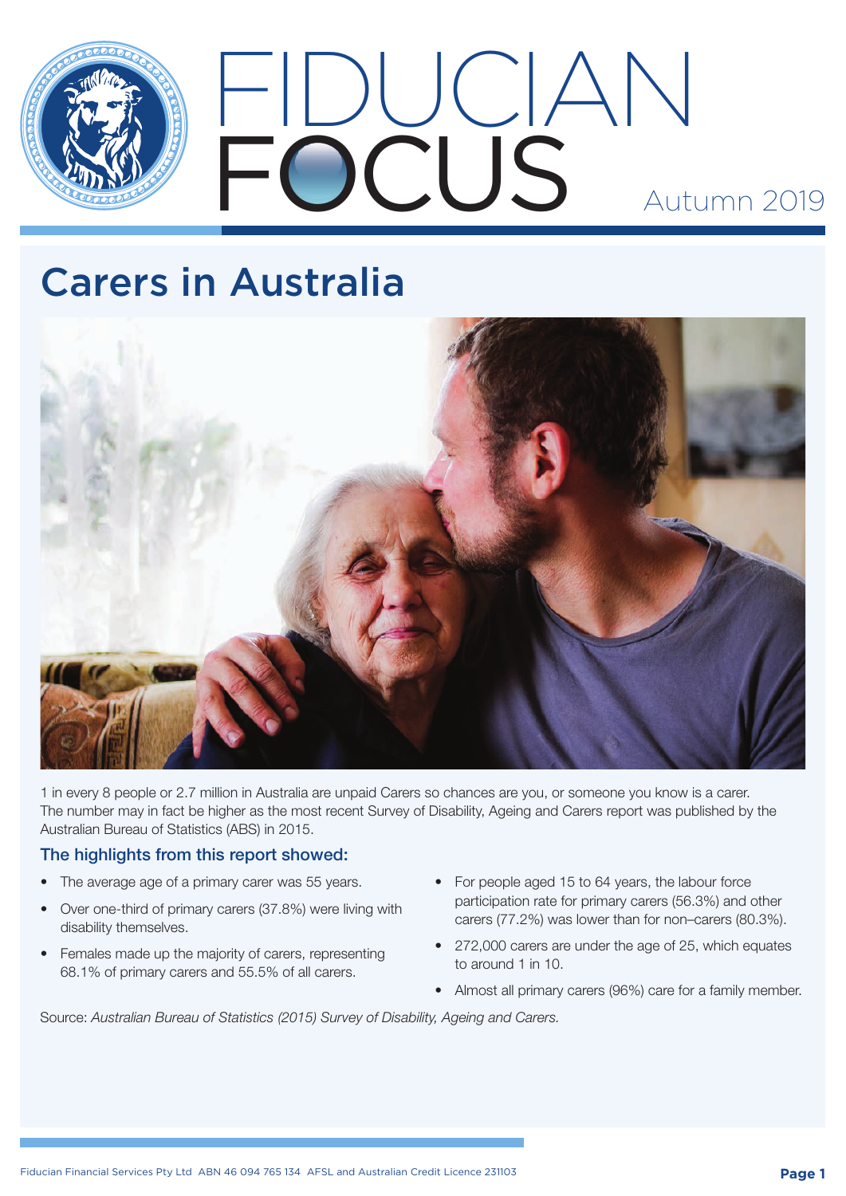# FIDUCIAN FOCUS

Autumn 2019

## Carers in Australia

1 in every 8 people or 2.7 million in Australia are unpaid Carers so chances are you, or someone you know is a carer. The number may in fact be higher as the most recent Survey of Disability, Ageing and Carers report was published by the Australian Bureau of Statistics (ABS) in 2015.

### The highlights from this report showed:

- The average age of a primary carer was 55 years.
- Over one-third of primary carers (37.8%) were living with disability themselves.
- Females made up the majority of carers, representing 68.1% of primary carers and 55.5% of all carers.
- For people aged 15 to 64 years, the labour force participation rate for primary carers (56.3%) and other carers (77.2%) was lower than for non–carers (80.3%).
- 272,000 carers are under the age of 25, which equates to around 1 in 10.
- Almost all primary carers (96%) care for a family member.

Source: *Australian Bureau of Statistics (2015) Survey of Disability, Ageing and Carers.*

Fiducian Financial Services Pty Ltd ABN 46 094 765 134 AFSL and Australian Credit Licence 231103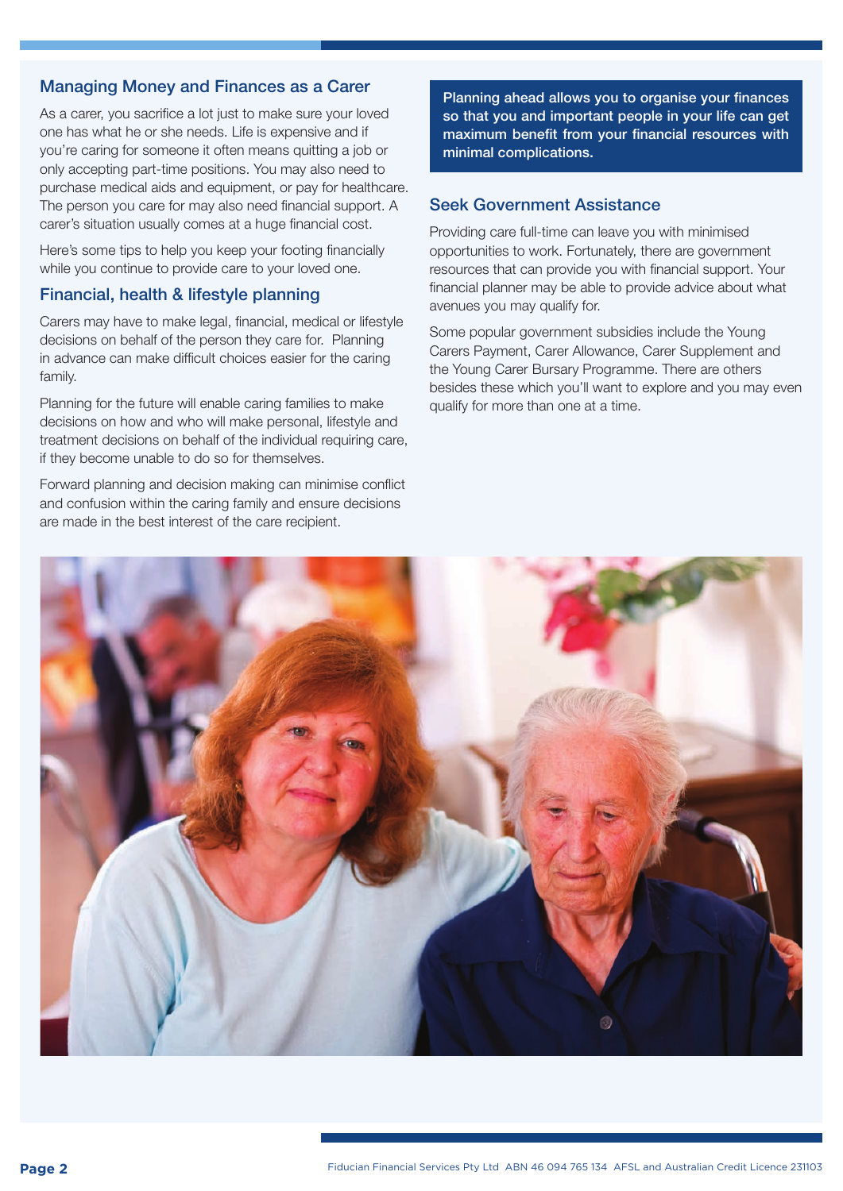## Managing Money and Finances as a Carer

As a carer, you sacrifice a lot just to make sure your loved one has what he or she needs. Life is expensive and if you're caring for someone it often means quitting a job or only accepting part-time positions. You may also need to purchase medical aids and equipment, or pay for healthcare. The person you care for may also need financial support. A carer's situation usually comes at a huge financial cost.

Here's some tips to help you keep your footing financially while you continue to provide care to your loved one.

## Financial, health & lifestyle planning

Carers may have to make legal, financial, medical or lifestyle decisions on behalf of the person they care for. Planning in advance can make difficult choices easier for the caring family.

Planning for the future will enable caring families to make decisions on how and who will make personal, lifestyle and treatment decisions on behalf of the individual requiring care, if they become unable to do so for themselves.

Forward planning and decision making can minimise conflict and confusion within the caring family and ensure decisions are made in the best interest of the care recipient.

**Planning ahead allows you to organise your finances so that you and important people in your life can get maximum benefit from your financial resources with minimal complications.**

## Seek Government Assistance

Providing care full-time can leave you with minimised opportunities to work. Fortunately, there are government resources that can provide you with financial support. Your financial planner may be able to provide advice about what avenues you may qualify for.

Some popular government subsidies include the Young Carers Payment, Carer Allowance, Carer Supplement and the Young Carer Bursary Programme. There are others besides these which you'll want to explore and you may even qualify for more than one at a time.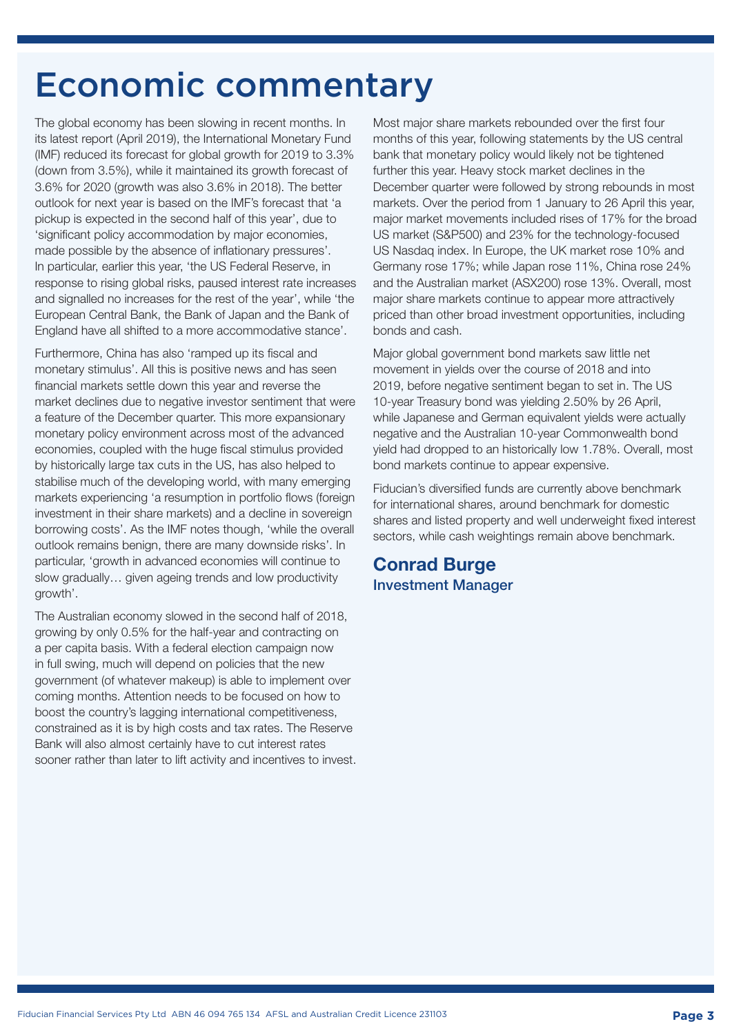# Economic commentary

The global economy has been slowing in recent months. In its latest report (April 2019), the International Monetary Fund (IMF) reduced its forecast for global growth for 2019 to 3.3% (down from 3.5%), while it maintained its growth forecast of 3.6% for 2020 (growth was also 3.6% in 2018). The better outlook for next year is based on the IMF's forecast that 'a pickup is expected in the second half of this year', due to 'significant policy accommodation by major economies, made possible by the absence of inflationary pressures'. In particular, earlier this year, 'the US Federal Reserve, in response to rising global risks, paused interest rate increases and signalled no increases for the rest of the year', while 'the European Central Bank, the Bank of Japan and the Bank of England have all shifted to a more accommodative stance'.

Furthermore, China has also 'ramped up its fiscal and monetary stimulus'. All this is positive news and has seen financial markets settle down this year and reverse the market declines due to negative investor sentiment that were a feature of the December quarter. This more expansionary monetary policy environment across most of the advanced economies, coupled with the huge fiscal stimulus provided by historically large tax cuts in the US, has also helped to stabilise much of the developing world, with many emerging markets experiencing 'a resumption in portfolio flows (foreign investment in their share markets) and a decline in sovereign borrowing costs'. As the IMF notes though, 'while the overall outlook remains benign, there are many downside risks'. In particular, 'growth in advanced economies will continue to slow gradually… given ageing trends and low productivity growth'.

The Australian economy slowed in the second half of 2018, growing by only 0.5% for the half-year and contracting on a per capita basis. With a federal election campaign now in full swing, much will depend on policies that the new government (of whatever makeup) is able to implement over coming months. Attention needs to be focused on how to boost the country's lagging international competitiveness, constrained as it is by high costs and tax rates. The Reserve Bank will also almost certainly have to cut interest rates sooner rather than later to lift activity and incentives to invest.

Most major share markets rebounded over the first four months of this year, following statements by the US central bank that monetary policy would likely not be tightened further this year. Heavy stock market declines in the December quarter were followed by strong rebounds in most markets. Over the period from 1 January to 26 April this year, major market movements included rises of 17% for the broad US market (S&P500) and 23% for the technology-focused US Nasdaq index. In Europe, the UK market rose 10% and Germany rose 17%; while Japan rose 11%, China rose 24% and the Australian market (ASX200) rose 13%. Overall, most major share markets continue to appear more attractively priced than other broad investment opportunities, including bonds and cash.

Major global government bond markets saw little net movement in yields over the course of 2018 and into 2019, before negative sentiment began to set in. The US 10-year Treasury bond was yielding 2.50% by 26 April, while Japanese and German equivalent yields were actually negative and the Australian 10-year Commonwealth bond yield had dropped to an historically low 1.78%. Overall, most bond markets continue to appear expensive.

Fiducian's diversified funds are currently above benchmark for international shares, around benchmark for domestic shares and listed property and well underweight fixed interest sectors, while cash weightings remain above benchmark.

**Conrad Burge**
**Investment Manager**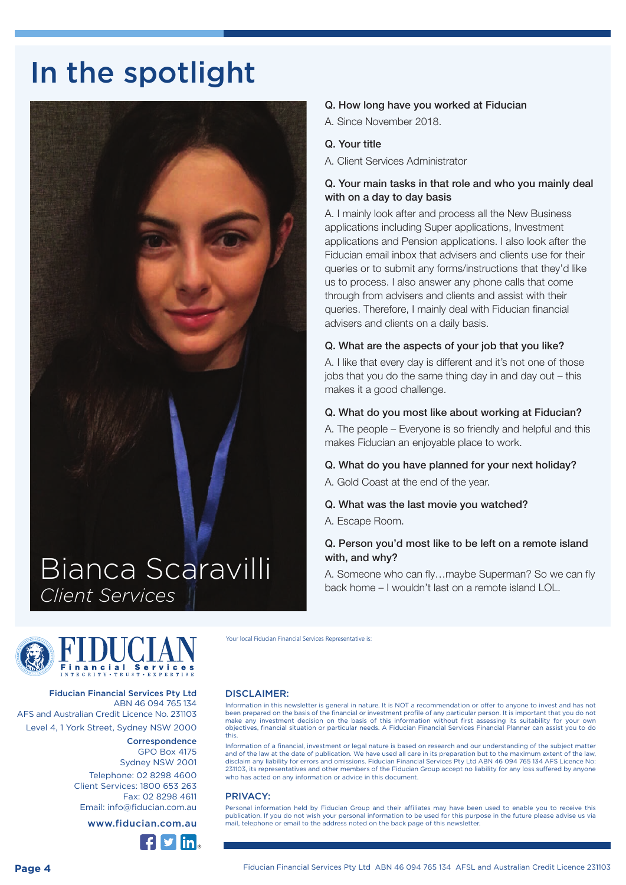# In the spotlight

Bianca Scaravilli
*Client Services*

**Q. How long have you worked at Fiducian**

A. Since November 2018.

**Q. Your title**

A. Client Services Administrator

**Q. Your main tasks in that role and who you mainly deal with on a day to day basis**

A. I mainly look after and process all the New Business applications including Super applications, Investment applications and Pension applications. I also look after the Fiducian email inbox that advisers and clients use for their queries or to submit any forms/instructions that they'd like us to process. I also answer any phone calls that come through from advisers and clients and assist with their queries. Therefore, I mainly deal with Fiducian financial advisers and clients on a daily basis.

**Q. What are the aspects of your job that you like?**

A. I like that every day is different and it's not one of those jobs that you do the same thing day in and day out – this makes it a good challenge.

**Q. What do you most like about working at Fiducian?**

A. The people – Everyone is so friendly and helpful and this makes Fiducian an enjoyable place to work.

**Q. What do you have planned for your next holiday?**

A. Gold Coast at the end of the year.

**Q. What was the last movie you watched?**

A. Escape Room.

**Q. Person you'd most like to be left on a remote island with, and why?**

A. Someone who can fly…maybe Superman? So we can fly back home – I wouldn't last on a remote island LOL.

---

FIDUCIAN
Financial Services
INTEGRITY • TRUST • EXPERTISE

**Fiducian Financial Services Pty Ltd**
ABN 46 094 765 134
AFS and Australian Credit Licence No. 231103
Level 4, 1 York Street, Sydney NSW 2000

**Correspondence**
GPO Box 4175
Sydney NSW 2001

Telephone: 02 8298 4600
Client Services: 1800 653 263
Fax: 02 8298 4611
Email: info@fiducian.com.au

**www.fiducian.com.au**

Your local Fiducian Financial Services Representative is:

**DISCLAIMER:**

Information in this newsletter is general in nature. It is NOT a recommendation or offer to anyone to invest and has not been prepared on the basis of the financial or investment profile of any particular person. It is important that you do not make any investment decision on the basis of this information without first assessing its suitability for your own objectives, financial situation or particular needs. A Fiducian Financial Services Financial Planner can assist you to do this.

Information of a financial, investment or legal nature is based on research and our understanding of the subject matter and of the law at the date of publication. We have used all care in its preparation but to the maximum extent of the law, disclaim any liability for errors and omissions. Fiducian Financial Services Pty Ltd ABN 46 094 765 134 AFS Licence No: 231103, its representatives and other members of the Fiducian Group accept no liability for any loss suffered by anyone who has acted on any information or advice in this document.

**PRIVACY:**

Personal information held by Fiducian Group and their affiliates may have been used to enable you to receive this publication. If you do not wish your personal information to be used for this purpose in the future please advise us via mail, telephone or email to the address noted on the back page of this newsletter.